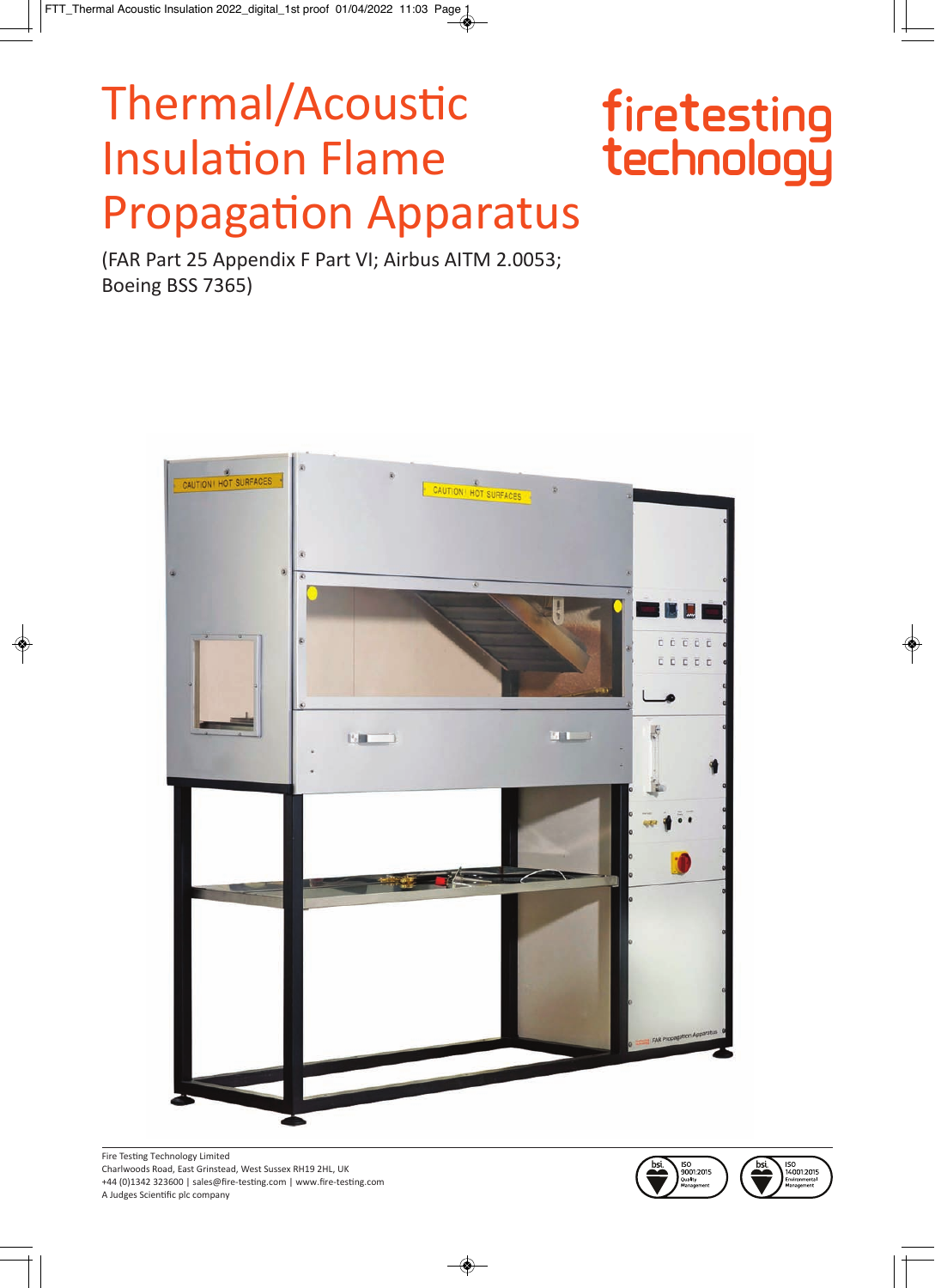# Thermal/Acoustic Insulation Flame Propagation Apparatus

firetesting technology

(FAR Part 25 Appendix F Part VI; Airbus AITM 2.0053; Boeing BSS 7365)

Fire Testing Technology Limited
Charlwoods Road, East Grinstead, West Sussex RH19 2HL, UK
+44 (0)1342 323600 | sales@fire-testing.com | www.fire-testing.com
A Judges Scientific plc company

ISO 9001:2015 Quality Management

ISO 14001:2015 Environmental Management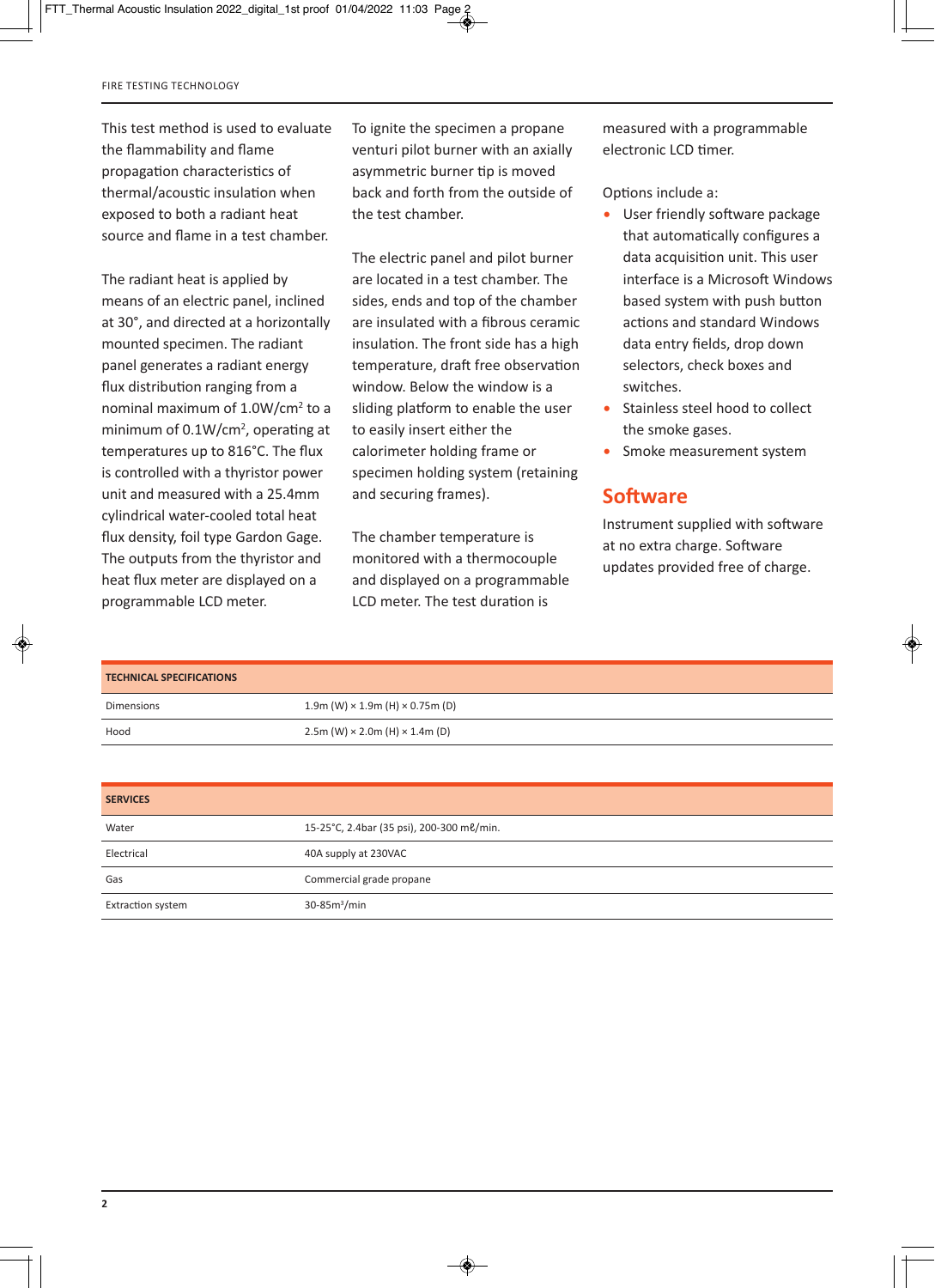This test method is used to evaluate the flammability and flame propagation characteristics of thermal/acoustic insulation when exposed to both a radiant heat source and flame in a test chamber.

The radiant heat is applied by means of an electric panel, inclined at 30°, and directed at a horizontally mounted specimen. The radiant panel generates a radiant energy flux distribution ranging from a nominal maximum of 1.0W/cm$^2$ to a minimum of 0.1W/cm$^2$, operating at temperatures up to 816°C. The flux is controlled with a thyristor power unit and measured with a 25.4mm cylindrical water-cooled total heat flux density, foil type Gardon Gage. The outputs from the thyristor and heat flux meter are displayed on a programmable LCD meter.

To ignite the specimen a propane venturi pilot burner with an axially asymmetric burner tip is moved back and forth from the outside of the test chamber.

The electric panel and pilot burner are located in a test chamber. The sides, ends and top of the chamber are insulated with a fibrous ceramic insulation. The front side has a high temperature, draft free observation window. Below the window is a sliding platform to enable the user to easily insert either the calorimeter holding frame or specimen holding system (retaining and securing frames).

The chamber temperature is monitored with a thermocouple and displayed on a programmable LCD meter. The test duration is measured with a programmable electronic LCD timer.

Options include a:

- User friendly software package that automatically configures a data acquisition unit. This user interface is a Microsoft Windows based system with push button actions and standard Windows data entry fields, drop down selectors, check boxes and switches.
- Stainless steel hood to collect the smoke gases.
- Smoke measurement system

## Software

Instrument supplied with software at no extra charge. Software updates provided free of charge.

| TECHNICAL SPECIFICATIONS | |
|---|---|
| Dimensions | 1.9m (W) × 1.9m (H) × 0.75m (D) |
| Hood | 2.5m (W) × 2.0m (H) × 1.4m (D) |

| SERVICES | |
|---|---|
| Water | 15-25°C, 2.4bar (35 psi), 200-300 mℓ/min. |
| Electrical | 40A supply at 230VAC |
| Gas | Commercial grade propane |
| Extraction system | 30-85m$^3$/min |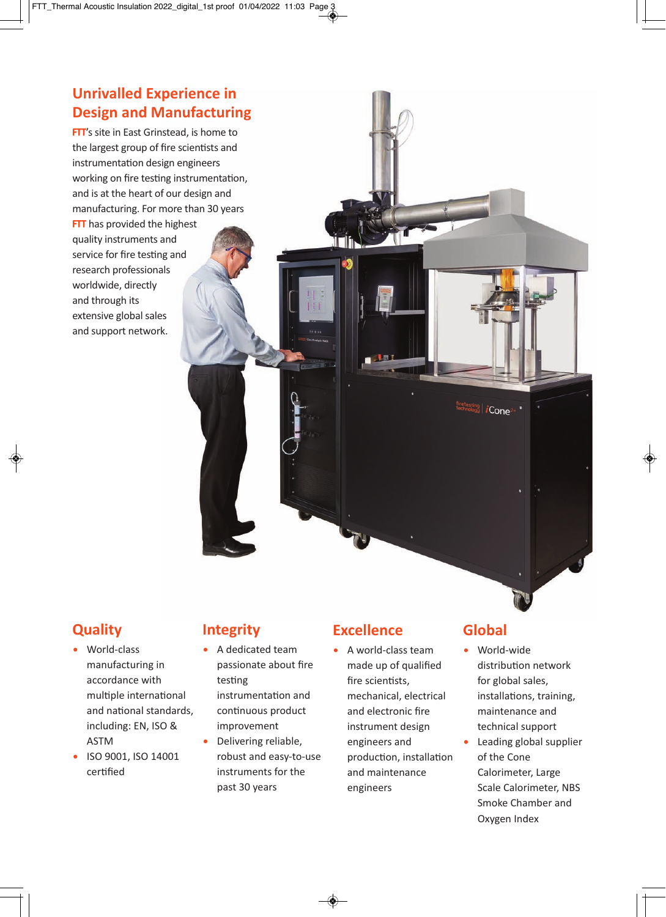## Unrivalled Experience in Design and Manufacturing

FTT's site in East Grinstead, is home to the largest group of fire scientists and instrumentation design engineers working on fire testing instrumentation, and is at the heart of our design and manufacturing. For more than 30 years FTT has provided the highest quality instruments and service for fire testing and research professionals worldwide, directly and through its extensive global sales and support network.

## Quality

- World-class manufacturing in accordance with multiple international and national standards, including: EN, ISO & ASTM
- ISO 9001, ISO 14001 certified

## Integrity

- A dedicated team passionate about fire testing instrumentation and continuous product improvement
- Delivering reliable, robust and easy-to-use instruments for the past 30 years

## Excellence

- A world-class team made up of qualified fire scientists, mechanical, electrical and electronic fire instrument design engineers and production, installation and maintenance engineers

## Global

- World-wide distribution network for global sales, installations, training, maintenance and technical support
- Leading global supplier of the Cone Calorimeter, Large Scale Calorimeter, NBS Smoke Chamber and Oxygen Index